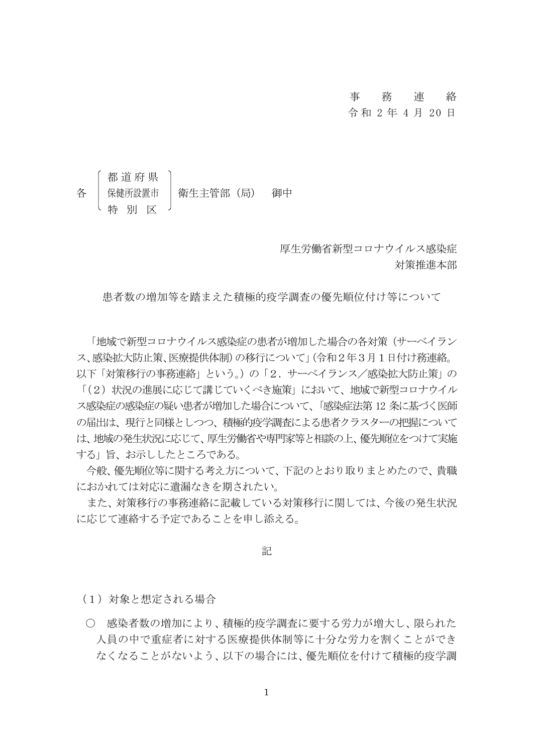事　務　連　絡
令和２年４月20日

各 都道府県 / 保健所設置市 / 特別区 衛生主管部（局） 御中

厚生労働省新型コロナウイルス感染症
対策推進本部

患者数の増加等を踏まえた積極的疫学調査の優先順位付け等について

「地域で新型コロナウイルス感染症の患者が増加した場合の各対策（サーベイランス、感染拡大防止策、医療提供体制）の移行について」（令和２年３月１日付け務連絡。以下「対策移行の事務連絡」という。）の「２．サーベイランス／感染拡大防止策」の「（２）状況の進展に応じて講じていくべき施策」において、地域で新型コロナウイルス感染症の感染症の疑い患者が増加した場合について、「感染症法第12条に基づく医師の届出は、現行と同様としつつ、積極的疫学調査による患者クラスターの把握については、地域の発生状況に応じて、厚生労働省や専門家等と相談の上、優先順位をつけて実施する」旨、お示ししたところである。

今般、優先順位等に関する考え方について、下記のとおり取りまとめたので、貴職におかれては対応に遺漏なきを期されたい。

また、対策移行の事務連絡に記載している対策移行に関しては、今後の発生状況に応じて連絡する予定であることを申し添える。

記

（１）対象と想定される場合

○　感染者数の増加により、積極的疫学調査に要する労力が増大し、限られた人員の中で重症者に対する医療提供体制等に十分な労力を割くことができなくなることがないよう、以下の場合には、優先順位を付けて積極的疫学調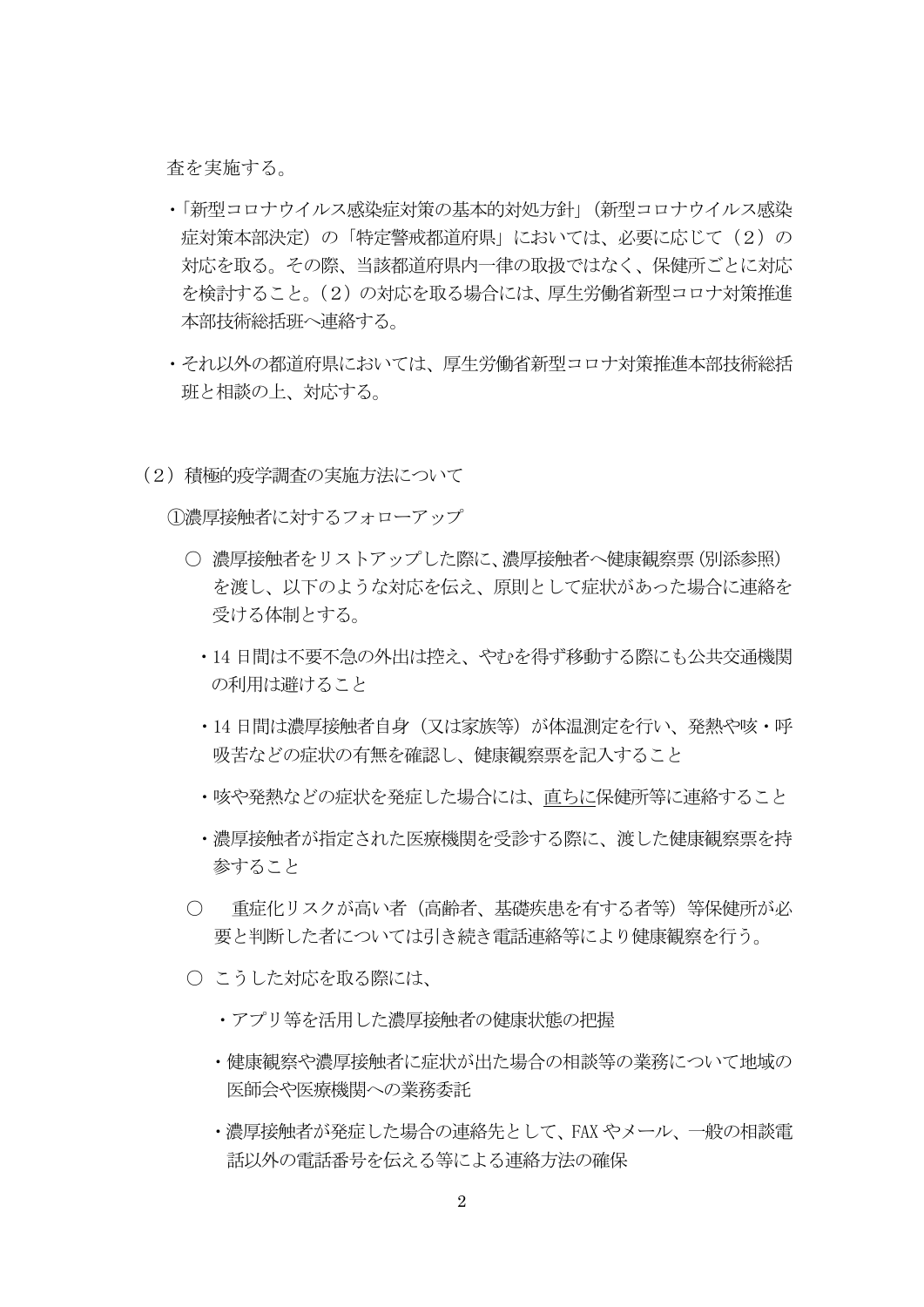査を実施する。

・「新型コロナウイルス感染症対策の基本的対処方針」（新型コロナウイルス感染症対策本部決定）の「特定警戒都道府県」においては、必要に応じて（２）の対応を取る。その際、当該都道府県内一律の取扱ではなく、保健所ごとに対応を検討すること。（２）の対応を取る場合には、厚生労働省新型コロナ対策推進本部技術総括班へ連絡する。

・それ以外の都道府県においては、厚生労働省新型コロナ対策推進本部技術総括班と相談の上、対応する。

（２）積極的疫学調査の実施方法について

①濃厚接触者に対するフォローアップ

○ 濃厚接触者をリストアップした際に、濃厚接触者へ健康観察票（別添参照）を渡し、以下のような対応を伝え、原則として症状があった場合に連絡を受ける体制とする。

・14 日間は不要不急の外出は控え、やむを得ず移動する際にも公共交通機関の利用は避けること

・14 日間は濃厚接触者自身（又は家族等）が体温測定を行い、発熱や咳・呼吸苦などの症状の有無を確認し、健康観察票を記入すること

・咳や発熱などの症状を発症した場合には、直ちに保健所等に連絡すること

・濃厚接触者が指定された医療機関を受診する際に、渡した健康観察票を持参すること

○ 重症化リスクが高い者（高齢者、基礎疾患を有する者等）等保健所が必要と判断した者については引き続き電話連絡等により健康観察を行う。

○ こうした対応を取る際には、

・アプリ等を活用した濃厚接触者の健康状態の把握

・健康観察や濃厚接触者に症状が出た場合の相談等の業務について地域の医師会や医療機関への業務委託

・濃厚接触者が発症した場合の連絡先として、FAX やメール、一般の相談電話以外の電話番号を伝える等による連絡方法の確保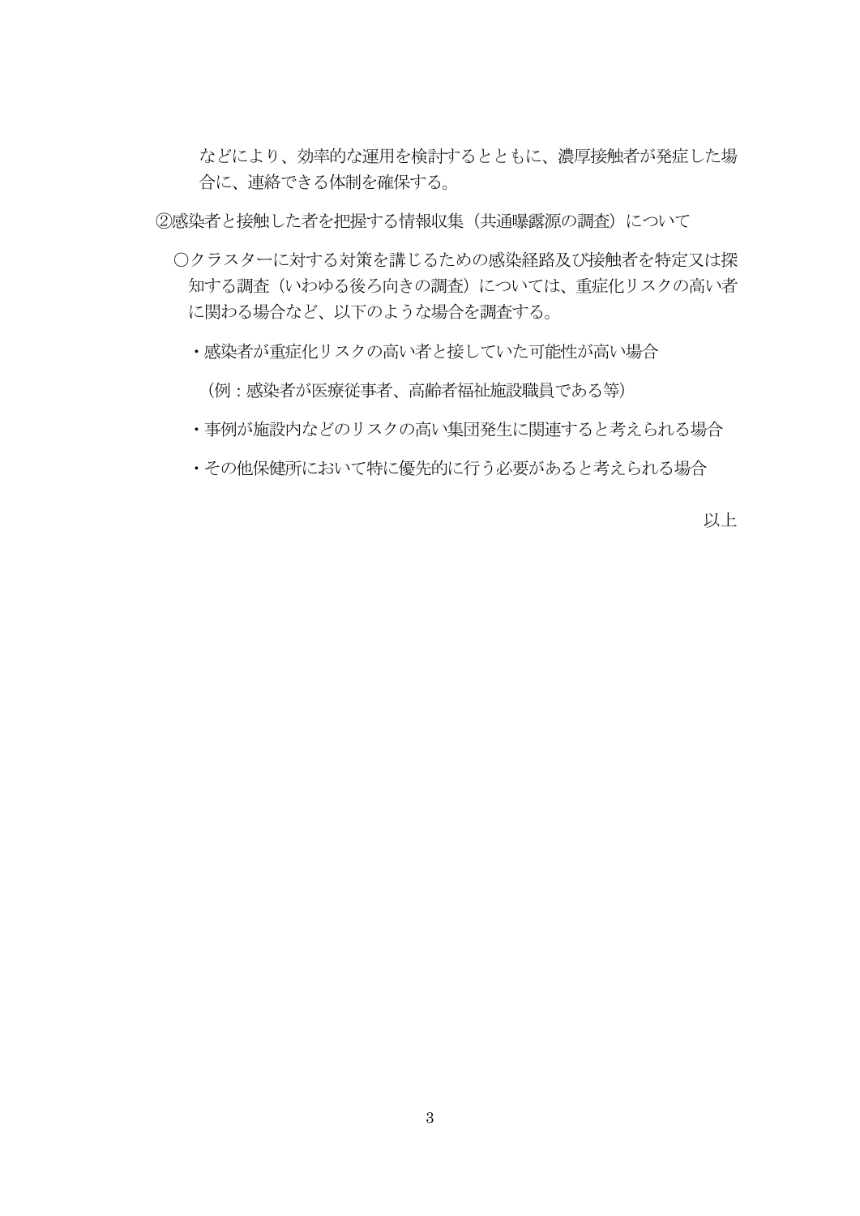などにより、効率的な運用を検討するとともに、濃厚接触者が発症した場合に、連絡できる体制を確保する。

②感染者と接触した者を把握する情報収集（共通曝露源の調査）について

○クラスターに対する対策を講じるための感染経路及び接触者を特定又は探知する調査（いわゆる後ろ向きの調査）については、重症化リスクの高い者に関わる場合など、以下のような場合を調査する。

- ・感染者が重症化リスクの高い者と接していた可能性が高い場合

  （例：感染者が医療従事者、高齢者福祉施設職員である等）

- ・事例が施設内などのリスクの高い集団発生に関連すると考えられる場合
- ・その他保健所において特に優先的に行う必要があると考えられる場合

以上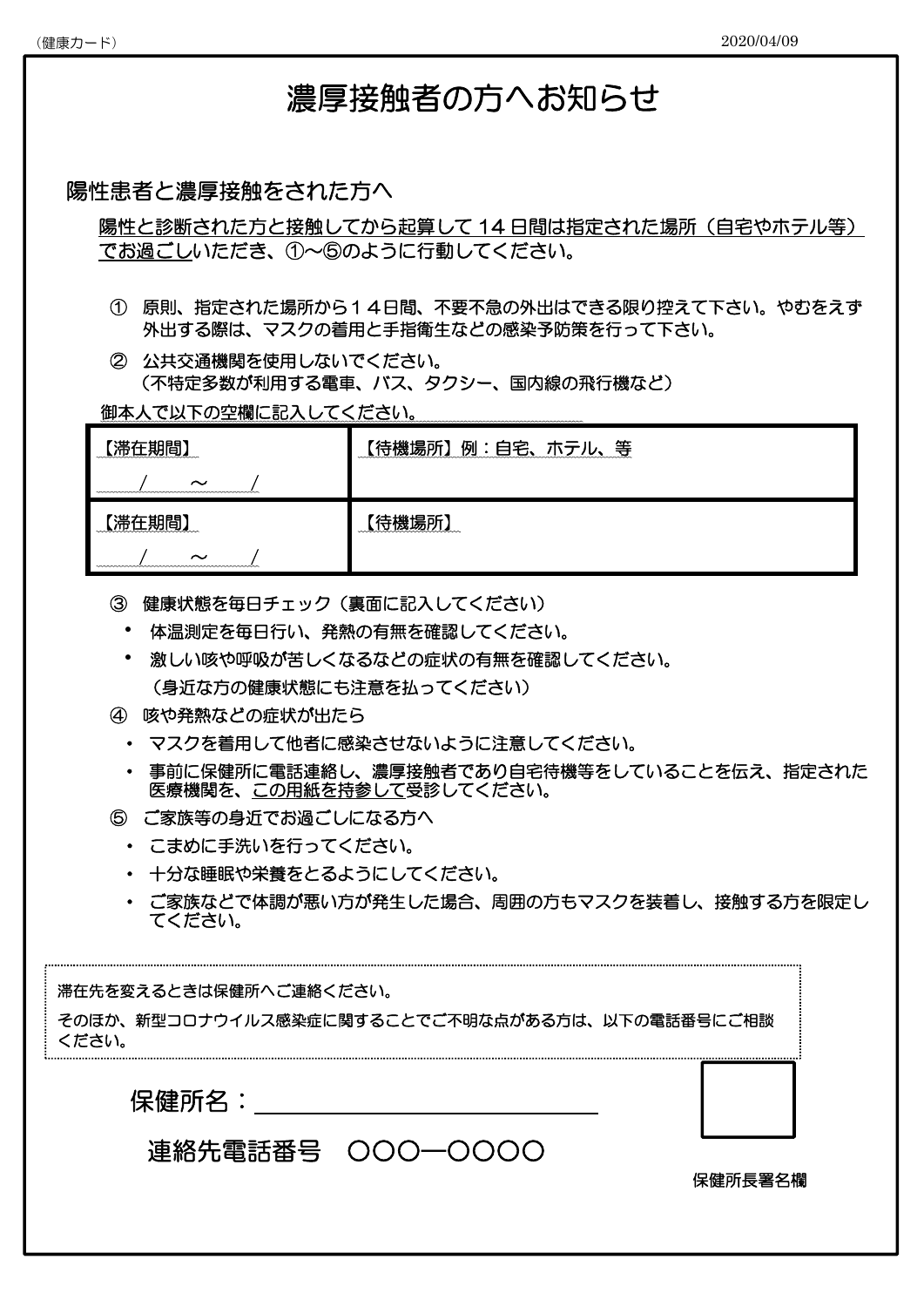（健康カード）　　2020/04/09

# 濃厚接触者の方へお知らせ

## 陽性患者と濃厚接触をされた方へ

陽性と診断された方と接触してから起算して 14 日間は指定された場所（自宅やホテル等）でお過ごしいただき、①～⑤のように行動してください。

① 原則、指定された場所から１４日間、不要不急の外出はできる限り控えて下さい。やむをえず外出する際は、マスクの着用と手指衛生などの感染予防策を行って下さい。

② 公共交通機関を使用しないでください。
（不特定多数が利用する電車、バス、タクシー、国内線の飛行機など）

御本人で以下の空欄に記入してください。

| 【滞在期間】 | 【待機場所】例：自宅、ホテル、等 |
|---|---|
| 　／　～　／ | |
| 【滞在期間】 | 【待機場所】 |
| 　／　～　／ | |

③ 健康状態を毎日チェック（裏面に記入してください）
- 体温測定を毎日行い、発熱の有無を確認してください。
- 激しい咳や呼吸が苦しくなるなどの症状の有無を確認してください。
（身近な方の健康状態にも注意を払ってください）

④ 咳や発熱などの症状が出たら
- マスクを着用して他者に感染させないように注意してください。
- 事前に保健所に電話連絡し、濃厚接触者であり自宅待機等をしていることを伝え、指定された医療機関を、この用紙を持参して受診してください。

⑤ ご家族等の身近でお過ごしになる方へ
- こまめに手洗いを行ってください。
- 十分な睡眠や栄養をとるようにしてください。
- ご家族などで体調が悪い方が発生した場合、周囲の方もマスクを装着し、接触する方を限定してください。

滞在先を変えるときは保健所へご連絡ください。
そのほか、新型コロナウイルス感染症に関することでご不明な点がある方は、以下の電話番号にご相談ください。

保健所名：＿＿＿＿＿＿＿＿＿＿＿＿

連絡先電話番号　〇〇〇―〇〇〇〇

保健所長署名欄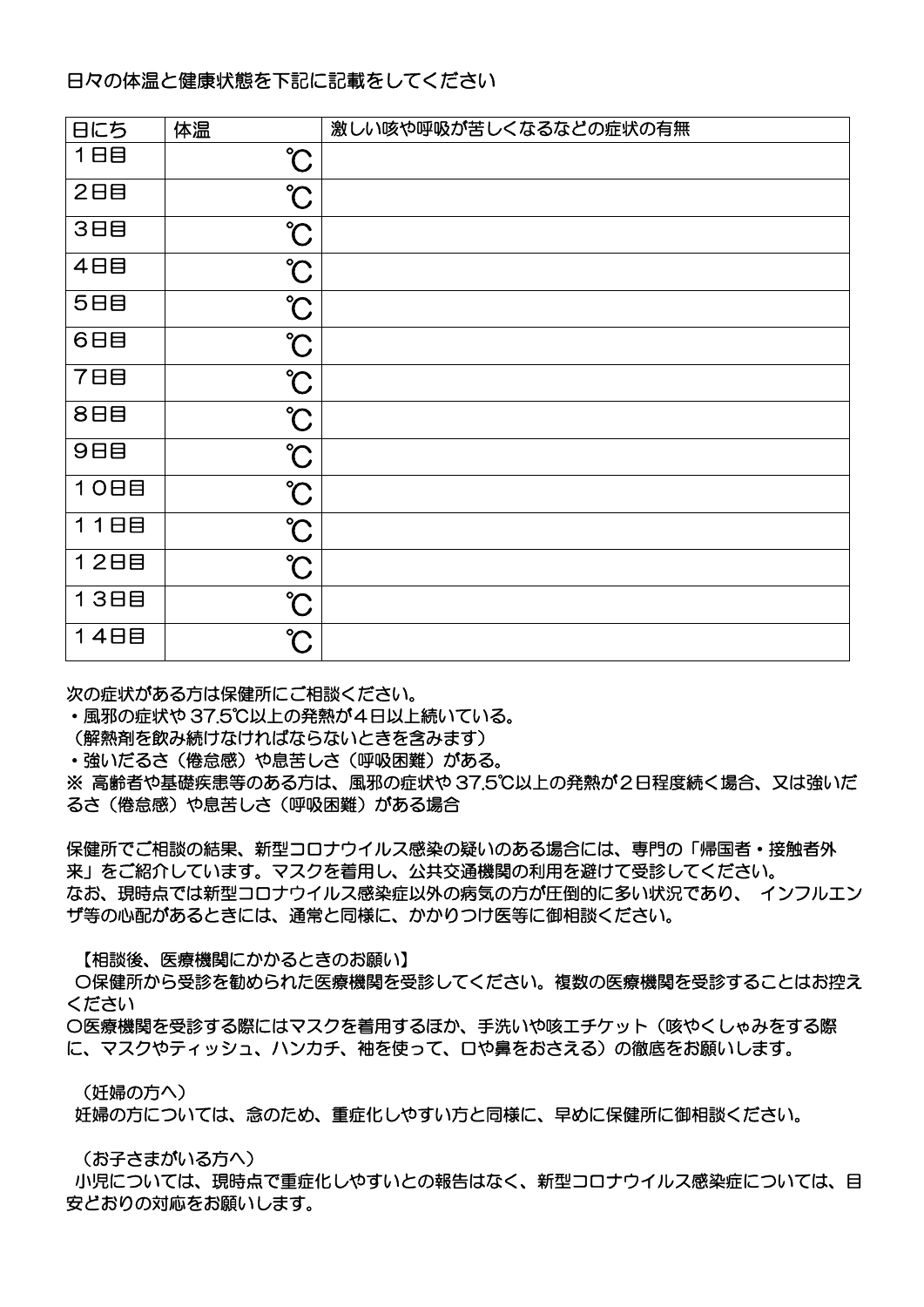日々の体温と健康状態を下記に記載をしてください

| 日にち | 体温 | 激しい咳や呼吸が苦しくなるなどの症状の有無 |
| --- | --- | --- |
| 1日目 | ℃ | |
| 2日目 | ℃ | |
| 3日目 | ℃ | |
| 4日目 | ℃ | |
| 5日目 | ℃ | |
| 6日目 | ℃ | |
| 7日目 | ℃ | |
| 8日目 | ℃ | |
| 9日目 | ℃ | |
| 10日目 | ℃ | |
| 11日目 | ℃ | |
| 12日目 | ℃ | |
| 13日目 | ℃ | |
| 14日目 | ℃ | |

次の症状がある方は保健所にご相談ください。

・風邪の症状や 37.5℃以上の発熱が4日以上続いている。
（解熱剤を飲み続けなければならないときを含みます）
・強いだるさ（倦怠感）や息苦しさ（呼吸困難）がある。

※ 高齢者や基礎疾患等のある方は、風邪の症状や 37.5℃以上の発熱が2日程度続く場合、又は強いだるさ（倦怠感）や息苦しさ（呼吸困難）がある場合

保健所でご相談の結果、新型コロナウイルス感染の疑いのある場合には、専門の「帰国者・接触者外来」をご紹介しています。マスクを着用し、公共交通機関の利用を避けて受診してください。
なお、現時点では新型コロナウイルス感染症以外の病気の方が圧倒的に多い状況であり、 インフルエンザ等の心配があるときには、通常と同様に、かかりつけ医等に御相談ください。

【相談後、医療機関にかかるときのお願い】

〇保健所から受診を勧められた医療機関を受診してください。複数の医療機関を受診することはお控えください
〇医療機関を受診する際にはマスクを着用するほか、手洗いや咳エチケット（咳やくしゃみをする際に、マスクやティッシュ、ハンカチ、袖を使って、口や鼻をおさえる）の徹底をお願いします。

（妊婦の方へ）

妊婦の方については、念のため、重症化しやすい方と同様に、早めに保健所に御相談ください。

（お子さまがいる方へ）

小児については、現時点で重症化しやすいとの報告はなく、新型コロナウイルス感染症については、目安どおりの対応をお願いします。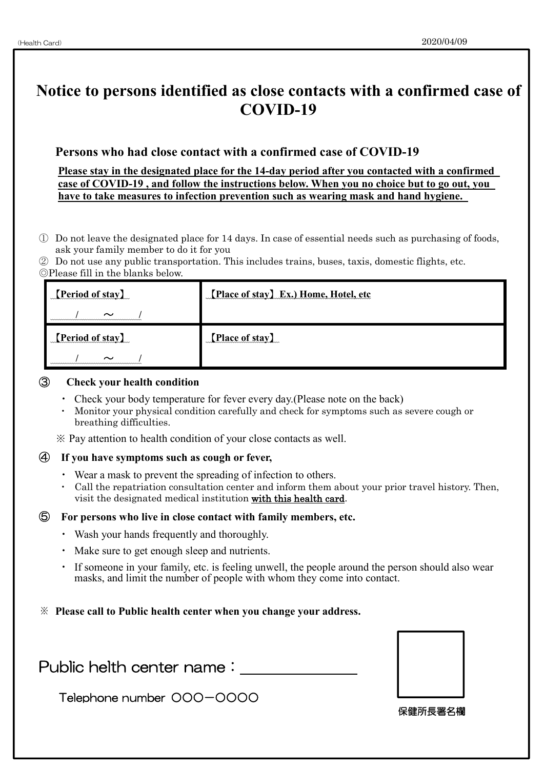(Health Card) 2020/04/09

# Notice to persons identified as close contacts with a confirmed case of COVID-19

## Persons who had close contact with a confirmed case of COVID-19

**Please stay in the designated place for the 14-day period after you contacted with a confirmed case of COVID-19 , and follow the instructions below. When you no choice but to go out, you have to take measures to infection prevention such as wearing mask and hand hygiene.**

① Do not leave the designated place for 14 days. In case of essential needs such as purchasing of foods, ask your family member to do it for you

② Do not use any public transportation. This includes trains, buses, taxis, domestic flights, etc.

◎Please fill in the blanks below.

| 【Period of stay】 | 【Place of stay】 Ex.) Home, Hotel, etc |
|---|---|
| / ～ / | |
| 【Period of stay】 | 【Place of stay】 |
| / ～ / | |

### ③ Check your health condition

- Check your body temperature for fever every day.(Please note on the back)
- Monitor your physical condition carefully and check for symptoms such as severe cough or breathing difficulties.

※ Pay attention to health condition of your close contacts as well.

### ④ If you have symptoms such as cough or fever,

- Wear a mask to prevent the spreading of infection to others.
- Call the repatriation consultation center and inform them about your prior travel history. Then, visit the designated medical institution with this health card.

### ⑤ For persons who live in close contact with family members, etc.

- Wash your hands frequently and thoroughly.
- Make sure to get enough sleep and nutrients.
- If someone in your family, etc. is feeling unwell, the people around the person should also wear masks, and limit the number of people with whom they come into contact.

※ **Please call to Public health center when you change your address.**

Public helth center name：\_\_\_\_\_\_\_\_\_\_\_\_\_\_\_\_

Telephone number ○○○－○○○○

保健所長署名欄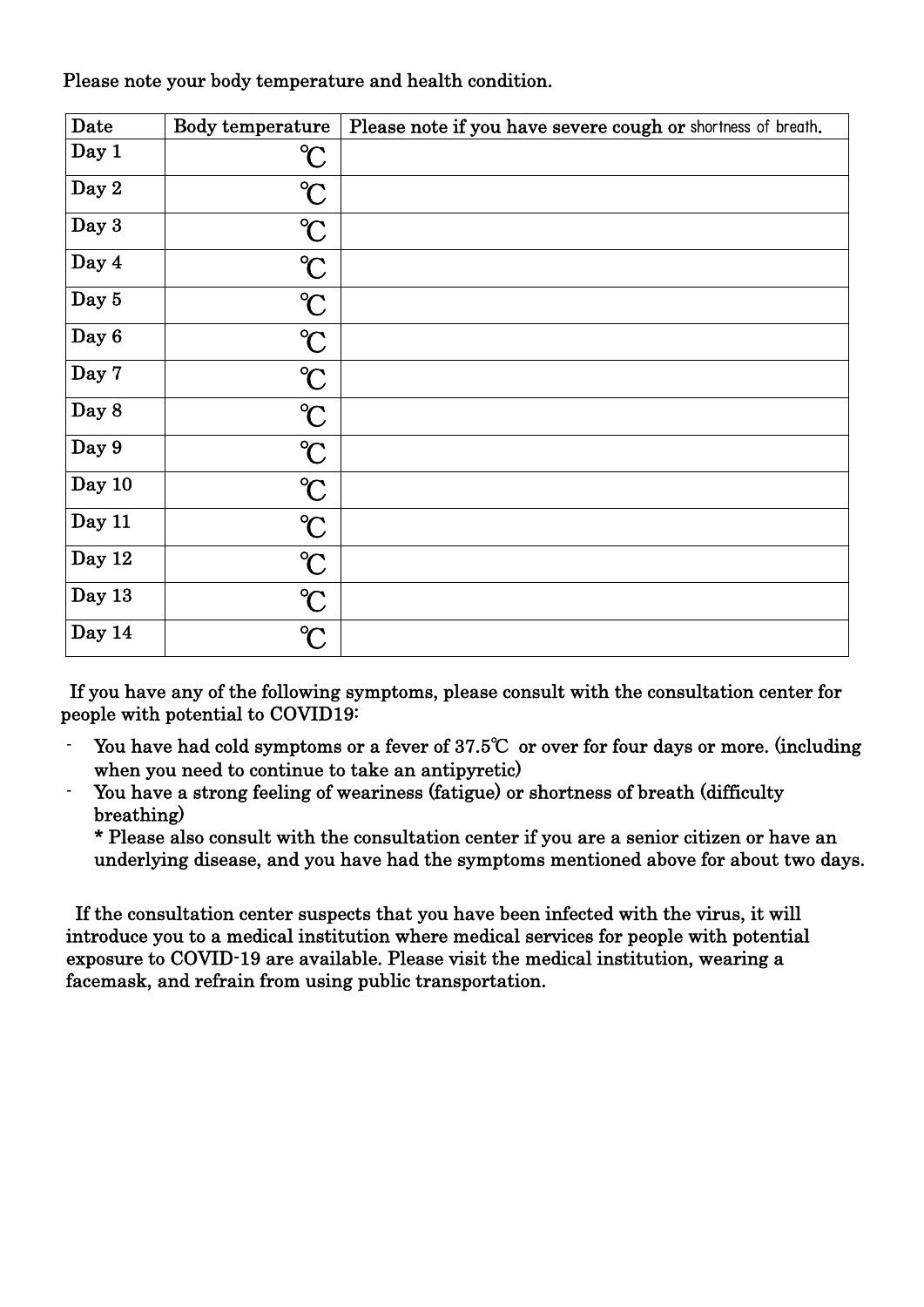Please note your body temperature and health condition.

| Date | Body temperature | Please note if you have severe cough or shortness of breath. |
|---|---|---|
| Day 1 | ℃ | |
| Day 2 | ℃ | |
| Day 3 | ℃ | |
| Day 4 | ℃ | |
| Day 5 | ℃ | |
| Day 6 | ℃ | |
| Day 7 | ℃ | |
| Day 8 | ℃ | |
| Day 9 | ℃ | |
| Day 10 | ℃ | |
| Day 11 | ℃ | |
| Day 12 | ℃ | |
| Day 13 | ℃ | |
| Day 14 | ℃ | |

If you have any of the following symptoms, please consult with the consultation center for people with potential to COVID19:

- You have had cold symptoms or a fever of 37.5℃ or over for four days or more. (including when you need to continue to take an antipyretic)
- You have a strong feeling of weariness (fatigue) or shortness of breath (difficulty breathing)

  * Please also consult with the consultation center if you are a senior citizen or have an underlying disease, and you have had the symptoms mentioned above for about two days.

If the consultation center suspects that you have been infected with the virus, it will introduce you to a medical institution where medical services for people with potential exposure to COVID-19 are available. Please visit the medical institution, wearing a facemask, and refrain from using public transportation.